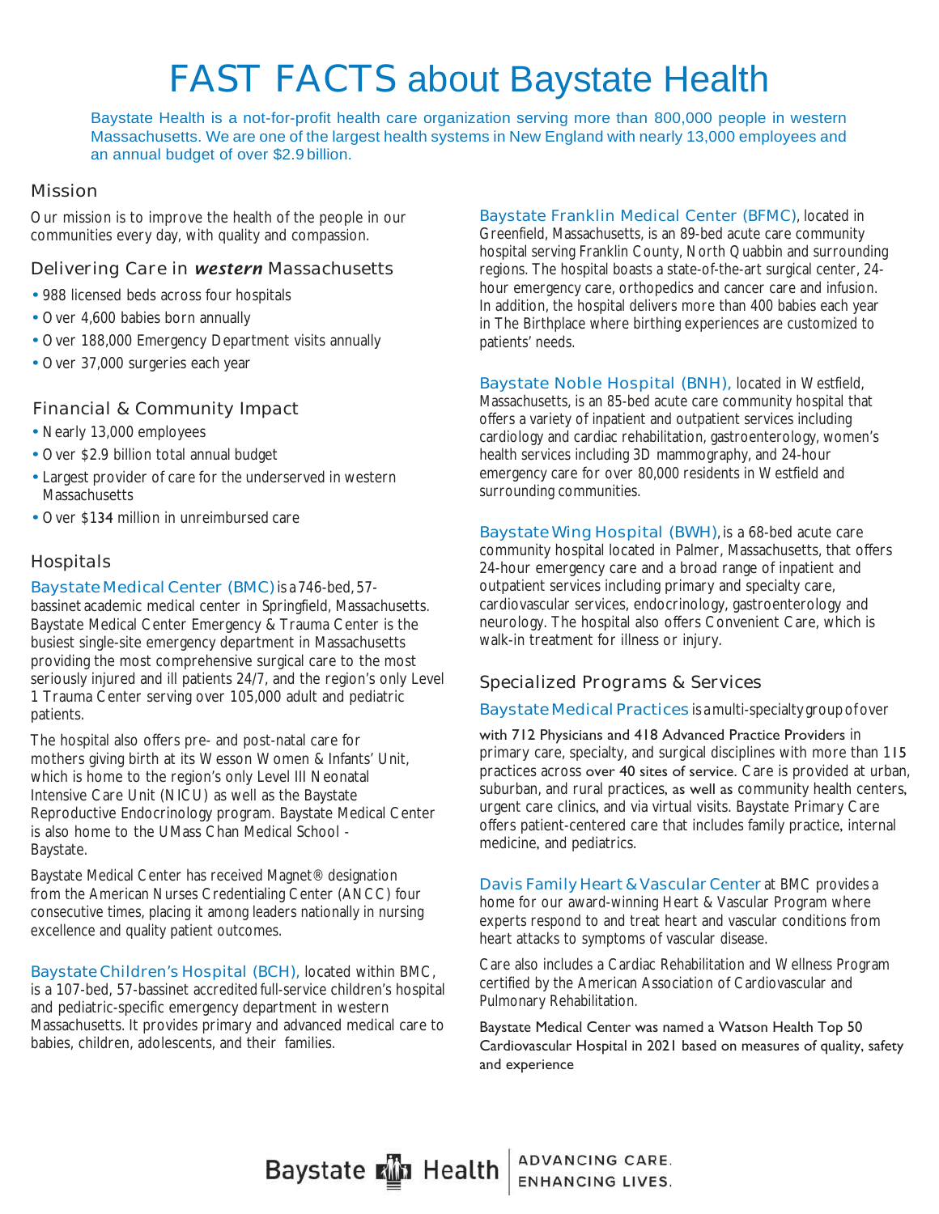# FAST FACTS about Baystate Health

Baystate Health is a not-for-profit health care organization serving more than 800,000 people in western Massachusetts. We are one of the largest health systems in New England with nearly 13,000 employees and an annual budget of over $2.9 billion.

## Mission

Our mission is to improve the health of the people in our communities every day, with quality and compassion.

## Delivering Care in *western* Massachusetts

- 988 licensed beds across four hospitals
- Over 4,600 babies born annually
- Over 188,000 Emergency Department visits annually
- Over 37,000 surgeries each year

## Financial & Community Impact

- Nearly 13,000 employees
- Over $2.9 billion total annual budget
- Largest provider of care for the underserved in western Massachusetts
- Over $134 million in unreimbursed care

## Hospitals

**Baystate Medical Center (BMC)** is a 746-bed, 57-bassinet academic medical center in Springfield, Massachusetts. Baystate Medical Center Emergency & Trauma Center is the busiest single-site emergency department in Massachusetts providing the most comprehensive surgical care to the most seriously injured and ill patients 24/7, and the region's only Level 1 Trauma Center serving over 105,000 adult and pediatric patients.

The hospital also offers pre- and post-natal care for mothers giving birth at its Wesson Women & Infants' Unit, which is home to the region's only Level III Neonatal Intensive Care Unit (NICU) as well as the Baystate Reproductive Endocrinology program. Baystate Medical Center is also home to the UMass Chan Medical School - Baystate.

Baystate Medical Center has received Magnet® designation from the American Nurses Credentialing Center (ANCC) four consecutive times, placing it among leaders nationally in nursing excellence and quality patient outcomes.

**Baystate Children's Hospital (BCH),** located within BMC, is a 107-bed, 57-bassinet accredited full-service children's hospital and pediatric-specific emergency department in western Massachusetts. It provides primary and advanced medical care to babies, children, adolescents, and their families.

**Baystate Franklin Medical Center (BFMC),** located in Greenfield, Massachusetts, is an 89-bed acute care community hospital serving Franklin County, North Quabbin and surrounding regions. The hospital boasts a state-of-the-art surgical center, 24-hour emergency care, orthopedics and cancer care and infusion. In addition, the hospital delivers more than 400 babies each year in The Birthplace where birthing experiences are customized to patients' needs.

**Baystate Noble Hospital (BNH),** located in Westfield, Massachusetts, is an 85-bed acute care community hospital that offers a variety of inpatient and outpatient services including cardiology and cardiac rehabilitation, gastroenterology, women's health services including 3D mammography, and 24-hour emergency care for over 80,000 residents in Westfield and surrounding communities.

**Baystate Wing Hospital (BWH),** is a 68-bed acute care community hospital located in Palmer, Massachusetts, that offers 24-hour emergency care and a broad range of inpatient and outpatient services including primary and specialty care, cardiovascular services, endocrinology, gastroenterology and neurology. The hospital also offers Convenient Care, which is walk-in treatment for illness or injury.

## Specialized Programs & Services

**Baystate Medical Practices** is a multi-specialty group of over with 712 Physicians and 418 Advanced Practice Providers in primary care, specialty, and surgical disciplines with more than 115 practices across over 40 sites of service. Care is provided at urban, suburban, and rural practices, as well as community health centers, urgent care clinics, and via virtual visits. Baystate Primary Care offers patient-centered care that includes family practice, internal medicine, and pediatrics.

**Davis Family Heart & Vascular Center** at BMC provides a home for our award-winning Heart & Vascular Program where experts respond to and treat heart and vascular conditions from heart attacks to symptoms of vascular disease.

Care also includes a Cardiac Rehabilitation and Wellness Program certified by the American Association of Cardiovascular and Pulmonary Rehabilitation.

Baystate Medical Center was named a Watson Health Top 50 Cardiovascular Hospital in 2021 based on measures of quality, safety and experience

Baystate Health | ADVANCING CARE. ENHANCING LIVES.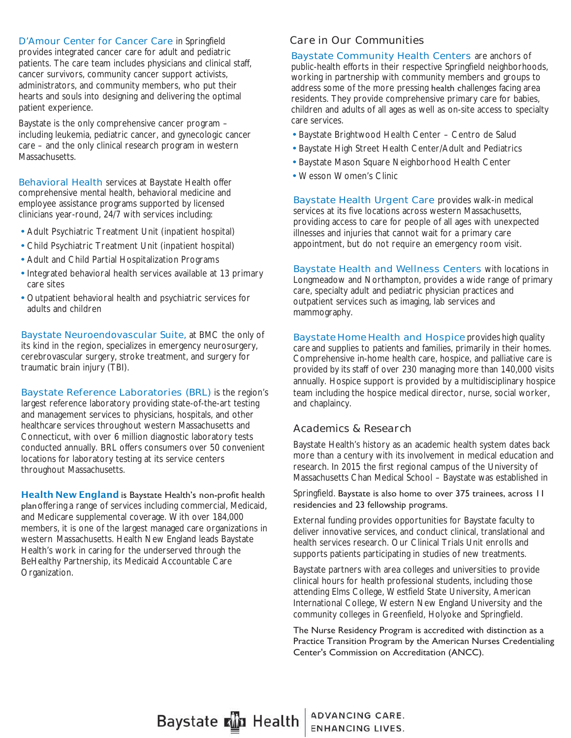**D'Amour Center for Cancer Care** in Springfield provides integrated cancer care for adult and pediatric patients. The care team includes physicians and clinical staff, cancer survivors, community cancer support activists, administrators, and community members, who put their hearts and souls into designing and delivering the optimal patient experience.

Baystate is the only comprehensive cancer program – including leukemia, pediatric cancer, and gynecologic cancer care – and the only clinical research program in western Massachusetts.

**Behavioral Health** services at Baystate Health offer comprehensive mental health, behavioral medicine and employee assistance programs supported by licensed clinicians year-round, 24/7 with services including:

- Adult Psychiatric Treatment Unit (inpatient hospital)
- Child Psychiatric Treatment Unit (inpatient hospital)
- Adult and Child Partial Hospitalization Programs
- Integrated behavioral health services available at 13 primary care sites
- Outpatient behavioral health and psychiatric services for adults and children

**Baystate Neuroendovascular Suite,** at BMC the only of its kind in the region, specializes in emergency neurosurgery, cerebrovascular surgery, stroke treatment, and surgery for traumatic brain injury (TBI).

**Baystate Reference Laboratories (BRL)** is the region's largest reference laboratory providing state-of-the-art testing and management services to physicians, hospitals, and other healthcare services throughout western Massachusetts and Connecticut, with over 6 million diagnostic laboratory tests conducted annually. BRL offers consumers over 50 convenient locations for laboratory testing at its service centers throughout Massachusetts.

**Health New England** is Baystate Health's non-profit health plan offering a range of services including commercial, Medicaid, and Medicare supplemental coverage. With over 184,000 members, it is one of the largest managed care organizations in western Massachusetts. Health New England leads Baystate Health's work in caring for the underserved through the BeHealthy Partnership, its Medicaid Accountable Care Organization.

## Care in Our Communities

**Baystate Community Health Centers** are anchors of public-health efforts in their respective Springfield neighborhoods, working in partnership with community members and groups to address some of the more pressing health challenges facing area residents. They provide comprehensive primary care for babies, children and adults of all ages as well as on-site access to specialty care services.

- Baystate Brightwood Health Center – Centro de Salud
- Baystate High Street Health Center/Adult and Pediatrics
- Baystate Mason Square Neighborhood Health Center
- Wesson Women's Clinic

**Baystate Health Urgent Care** provides walk-in medical services at its five locations across western Massachusetts, providing access to care for people of all ages with unexpected illnesses and injuries that cannot wait for a primary care appointment, but do not require an emergency room visit.

**Baystate Health and Wellness Centers** with locations in Longmeadow and Northampton, provides a wide range of primary care, specialty adult and pediatric physician practices and outpatient services such as imaging, lab services and mammography.

**Baystate Home Health and Hospice** provides high quality care and supplies to patients and families, primarily in their homes. Comprehensive in-home health care, hospice, and palliative care is provided by its staff of over 230 managing more than 140,000 visits annually. Hospice support is provided by a multidisciplinary hospice team including the hospice medical director, nurse, social worker, and chaplaincy.

## Academics & Research

Baystate Health's history as an academic health system dates back more than a century with its involvement in medical education and research. In 2015 the first regional campus of the University of Massachusetts Chan Medical School – Baystate was established in Springfield. Baystate is also home to over 375 trainees, across 11 residencies and 23 fellowship programs.

External funding provides opportunities for Baystate faculty to deliver innovative services, and conduct clinical, translational and health services research. Our Clinical Trials Unit enrolls and supports patients participating in studies of new treatments.

Baystate partners with area colleges and universities to provide clinical hours for health professional students, including those attending Elms College, Westfield State University, American International College, Western New England University and the community colleges in Greenfield, Holyoke and Springfield.

The Nurse Residency Program is accredited with distinction as a Practice Transition Program by the American Nurses Credentialing Center's Commission on Accreditation (ANCC).

Baystate Health | ADVANCING CARE. ENHANCING LIVES.